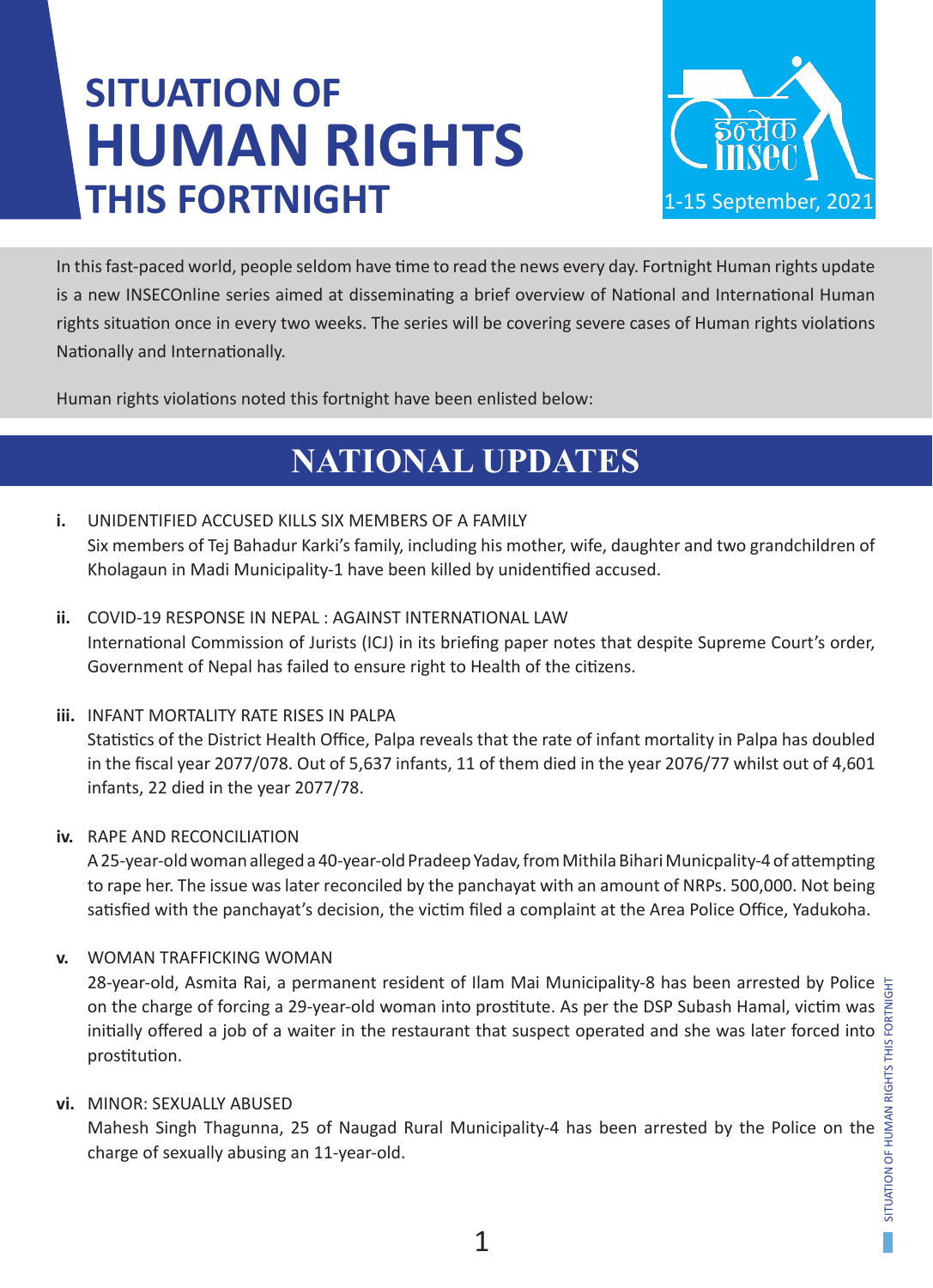# SITUATION OF HUMAN RIGHTS THIS FORTNIGHT

1-15 September, 2021

In this fast-paced world, people seldom have time to read the news every day. Fortnight Human rights update is a new INSECOnline series aimed at disseminating a brief overview of National and International Human rights situation once in every two weeks. The series will be covering severe cases of Human rights violations Nationally and Internationally.

Human rights violations noted this fortnight have been enlisted below:

## NATIONAL UPDATES

**i.** UNIDENTIFIED ACCUSED KILLS SIX MEMBERS OF A FAMILY
Six members of Tej Bahadur Karki's family, including his mother, wife, daughter and two grandchildren of Kholagaun in Madi Municipality-1 have been killed by unidentified accused.

**ii.** COVID-19 RESPONSE IN NEPAL : AGAINST INTERNATIONAL LAW
International Commission of Jurists (ICJ) in its briefing paper notes that despite Supreme Court's order, Government of Nepal has failed to ensure right to Health of the citizens.

**iii.** INFANT MORTALITY RATE RISES IN PALPA
Statistics of the District Health Office, Palpa reveals that the rate of infant mortality in Palpa has doubled in the fiscal year 2077/078. Out of 5,637 infants, 11 of them died in the year 2076/77 whilst out of 4,601 infants, 22 died in the year 2077/78.

**iv.** RAPE AND RECONCILIATION
A 25-year-old woman alleged a 40-year-old Pradeep Yadav, from Mithila Bihari Municpality-4 of attempting to rape her. The issue was later reconciled by the panchayat with an amount of NRPs. 500,000. Not being satisfied with the panchayat's decision, the victim filed a complaint at the Area Police Office, Yadukoha.

**v.** WOMAN TRAFFICKING WOMAN
28-year-old, Asmita Rai, a permanent resident of Ilam Mai Municipality-8 has been arrested by Police on the charge of forcing a 29-year-old woman into prostitute. As per the DSP Subash Hamal, victim was initially offered a job of a waiter in the restaurant that suspect operated and she was later forced into prostitution.

**vi.** MINOR: SEXUALLY ABUSED
Mahesh Singh Thagunna, 25 of Naugad Rural Municipality-4 has been arrested by the Police on the charge of sexually abusing an 11-year-old.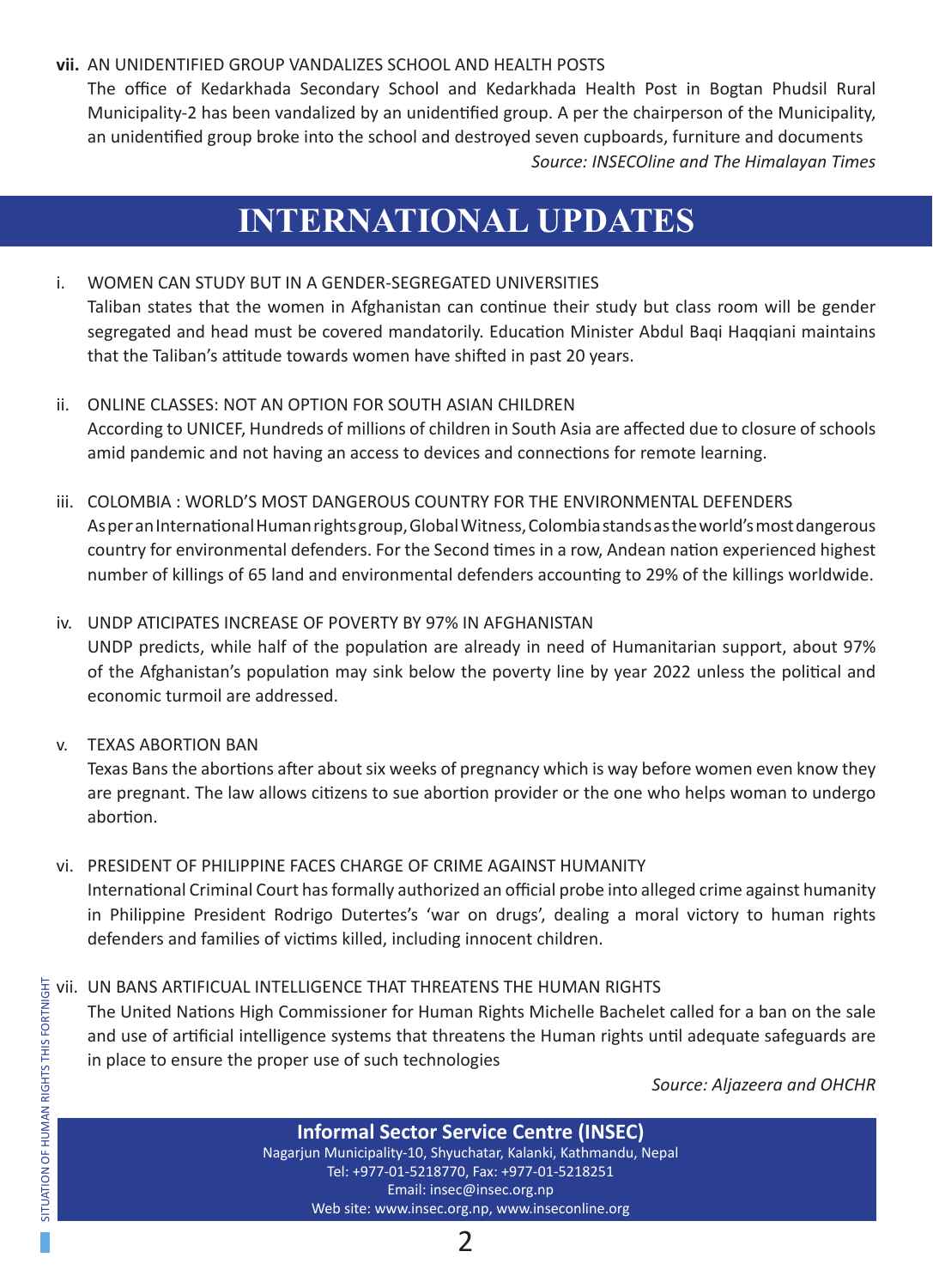**vii.** AN UNIDENTIFIED GROUP VANDALIZES SCHOOL AND HEALTH POSTS

The office of Kedarkhada Secondary School and Kedarkhada Health Post in Bogtan Phudsil Rural Municipality-2 has been vandalized by an unidentified group. A per the chairperson of the Municipality, an unidentified group broke into the school and destroyed seven cupboards, furniture and documents

*Source: INSECOline and The Himalayan Times*

# INTERNATIONAL UPDATES

i. WOMEN CAN STUDY BUT IN A GENDER-SEGREGATED UNIVERSITIES

Taliban states that the women in Afghanistan can continue their study but class room will be gender segregated and head must be covered mandatorily. Education Minister Abdul Baqi Haqqiani maintains that the Taliban's attitude towards women have shifted in past 20 years.

ii. ONLINE CLASSES: NOT AN OPTION FOR SOUTH ASIAN CHILDREN

According to UNICEF, Hundreds of millions of children in South Asia are affected due to closure of schools amid pandemic and not having an access to devices and connections for remote learning.

iii. COLOMBIA : WORLD'S MOST DANGEROUS COUNTRY FOR THE ENVIRONMENTAL DEFENDERS

As per an International Human rights group, Global Witness, Colombia stands as the world's most dangerous country for environmental defenders. For the Second times in a row, Andean nation experienced highest number of killings of 65 land and environmental defenders accounting to 29% of the killings worldwide.

iv. UNDP ATICIPATES INCREASE OF POVERTY BY 97% IN AFGHANISTAN

UNDP predicts, while half of the population are already in need of Humanitarian support, about 97% of the Afghanistan's population may sink below the poverty line by year 2022 unless the political and economic turmoil are addressed.

v. TEXAS ABORTION BAN

Texas Bans the abortions after about six weeks of pregnancy which is way before women even know they are pregnant. The law allows citizens to sue abortion provider or the one who helps woman to undergo abortion.

vi. PRESIDENT OF PHILIPPINE FACES CHARGE OF CRIME AGAINST HUMANITY

International Criminal Court has formally authorized an official probe into alleged crime against humanity in Philippine President Rodrigo Dutertes's 'war on drugs', dealing a moral victory to human rights defenders and families of victims killed, including innocent children.

vii. UN BANS ARTIFICUAL INTELLIGENCE THAT THREATENS THE HUMAN RIGHTS

The United Nations High Commissioner for Human Rights Michelle Bachelet called for a ban on the sale and use of artificial intelligence systems that threatens the Human rights until adequate safeguards are in place to ensure the proper use of such technologies

*Source: Aljazeera and OHCHR*

**Informal Sector Service Centre (INSEC)**
Nagarjun Municipality-10, Shyuchatar, Kalanki, Kathmandu, Nepal
Tel: +977-01-5218770, Fax: +977-01-5218251
Email: insec@insec.org.np
Web site: www.insec.org.np, www.inseconline.org